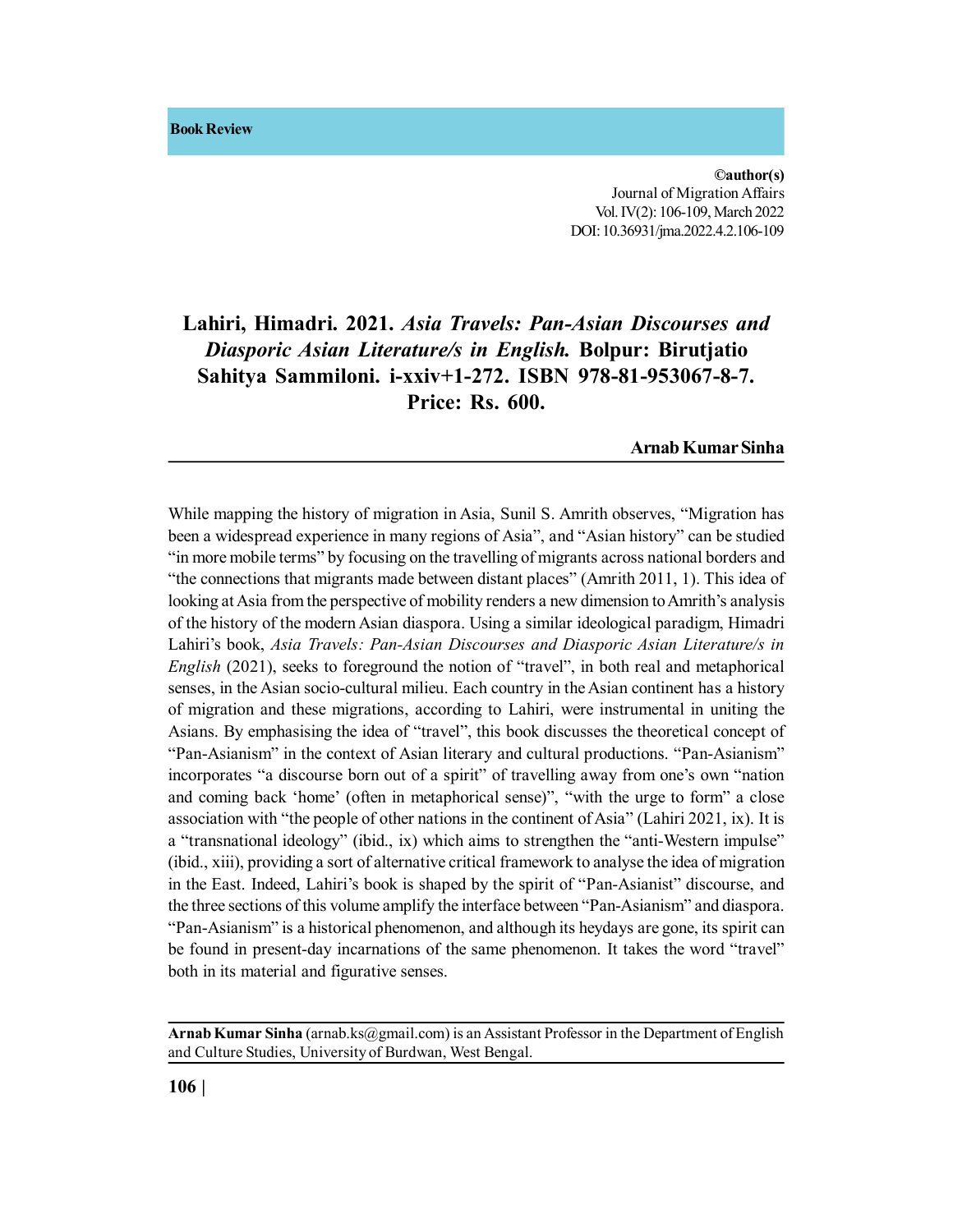**Book Review**

**©author(s)**
Journal of Migration Affairs
Vol. IV(2): 106-109, March 2022
DOI: 10.36931/jma.2022.4.2.106-109

# Lahiri, Himadri. 2021. *Asia Travels: Pan-Asian Discourses and Diasporic Asian Literature/s in English.* Bolpur: Birutjatio Sahitya Sammiloni. i-xxiv+1-272. ISBN 978-81-953067-8-7. Price: Rs. 600.

**Arnab Kumar Sinha**

While mapping the history of migration in Asia, Sunil S. Amrith observes, "Migration has been a widespread experience in many regions of Asia", and "Asian history" can be studied "in more mobile terms" by focusing on the travelling of migrants across national borders and "the connections that migrants made between distant places" (Amrith 2011, 1). This idea of looking at Asia from the perspective of mobility renders a new dimension to Amrith's analysis of the history of the modern Asian diaspora. Using a similar ideological paradigm, Himadri Lahiri's book, *Asia Travels: Pan-Asian Discourses and Diasporic Asian Literature/s in English* (2021), seeks to foreground the notion of "travel", in both real and metaphorical senses, in the Asian socio-cultural milieu. Each country in the Asian continent has a history of migration and these migrations, according to Lahiri, were instrumental in uniting the Asians. By emphasising the idea of "travel", this book discusses the theoretical concept of "Pan-Asianism" in the context of Asian literary and cultural productions. "Pan-Asianism" incorporates "a discourse born out of a spirit" of travelling away from one's own "nation and coming back 'home' (often in metaphorical sense)", "with the urge to form" a close association with "the people of other nations in the continent of Asia" (Lahiri 2021, ix). It is a "transnational ideology" (ibid., ix) which aims to strengthen the "anti-Western impulse" (ibid., xiii), providing a sort of alternative critical framework to analyse the idea of migration in the East. Indeed, Lahiri's book is shaped by the spirit of "Pan-Asianist" discourse, and the three sections of this volume amplify the interface between "Pan-Asianism" and diaspora. "Pan-Asianism" is a historical phenomenon, and although its heydays are gone, its spirit can be found in present-day incarnations of the same phenomenon. It takes the word "travel" both in its material and figurative senses.

---

**Arnab Kumar Sinha** (arnab.ks@gmail.com) is an Assistant Professor in the Department of English and Culture Studies, University of Burdwan, West Bengal.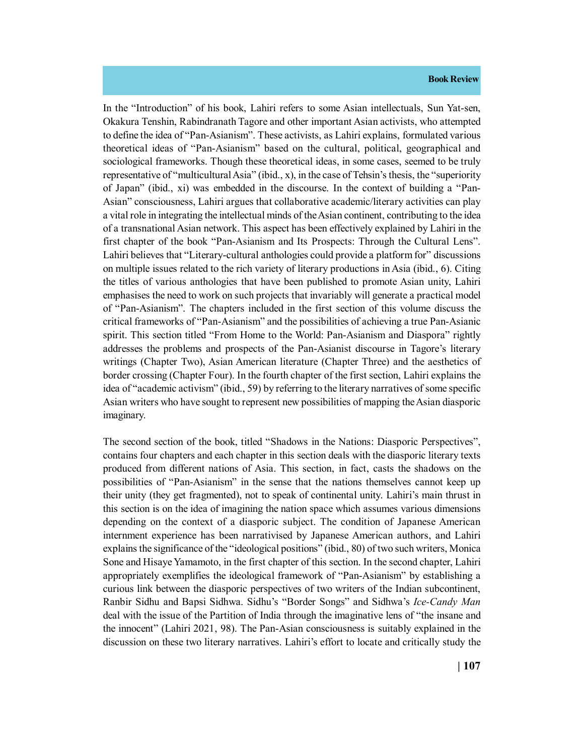In the "Introduction" of his book, Lahiri refers to some Asian intellectuals, Sun Yat-sen, Okakura Tenshin, Rabindranath Tagore and other important Asian activists, who attempted to define the idea of "Pan-Asianism". These activists, as Lahiri explains, formulated various theoretical ideas of "Pan-Asianism" based on the cultural, political, geographical and sociological frameworks. Though these theoretical ideas, in some cases, seemed to be truly representative of "multicultural Asia" (ibid., x), in the case of Tehsin's thesis, the "superiority of Japan" (ibid., xi) was embedded in the discourse. In the context of building a "Pan-Asian" consciousness, Lahiri argues that collaborative academic/literary activities can play a vital role in integrating the intellectual minds of the Asian continent, contributing to the idea of a transnational Asian network. This aspect has been effectively explained by Lahiri in the first chapter of the book "Pan-Asianism and Its Prospects: Through the Cultural Lens". Lahiri believes that "Literary-cultural anthologies could provide a platform for" discussions on multiple issues related to the rich variety of literary productions in Asia (ibid., 6). Citing the titles of various anthologies that have been published to promote Asian unity, Lahiri emphasises the need to work on such projects that invariably will generate a practical model of "Pan-Asianism". The chapters included in the first section of this volume discuss the critical frameworks of "Pan-Asianism" and the possibilities of achieving a true Pan-Asianic spirit. This section titled "From Home to the World: Pan-Asianism and Diaspora" rightly addresses the problems and prospects of the Pan-Asianist discourse in Tagore's literary writings (Chapter Two), Asian American literature (Chapter Three) and the aesthetics of border crossing (Chapter Four). In the fourth chapter of the first section, Lahiri explains the idea of "academic activism" (ibid., 59) by referring to the literary narratives of some specific Asian writers who have sought to represent new possibilities of mapping the Asian diasporic imaginary.

The second section of the book, titled "Shadows in the Nations: Diasporic Perspectives", contains four chapters and each chapter in this section deals with the diasporic literary texts produced from different nations of Asia. This section, in fact, casts the shadows on the possibilities of "Pan-Asianism" in the sense that the nations themselves cannot keep up their unity (they get fragmented), not to speak of continental unity. Lahiri's main thrust in this section is on the idea of imagining the nation space which assumes various dimensions depending on the context of a diasporic subject. The condition of Japanese American internment experience has been narrativised by Japanese American authors, and Lahiri explains the significance of the "ideological positions" (ibid., 80) of two such writers, Monica Sone and Hisaye Yamamoto, in the first chapter of this section. In the second chapter, Lahiri appropriately exemplifies the ideological framework of "Pan-Asianism" by establishing a curious link between the diasporic perspectives of two writers of the Indian subcontinent, Ranbir Sidhu and Bapsi Sidhwa. Sidhu's "Border Songs" and Sidhwa's *Ice-Candy Man* deal with the issue of the Partition of India through the imaginative lens of "the insane and the innocent" (Lahiri 2021, 98). The Pan-Asian consciousness is suitably explained in the discussion on these two literary narratives. Lahiri's effort to locate and critically study the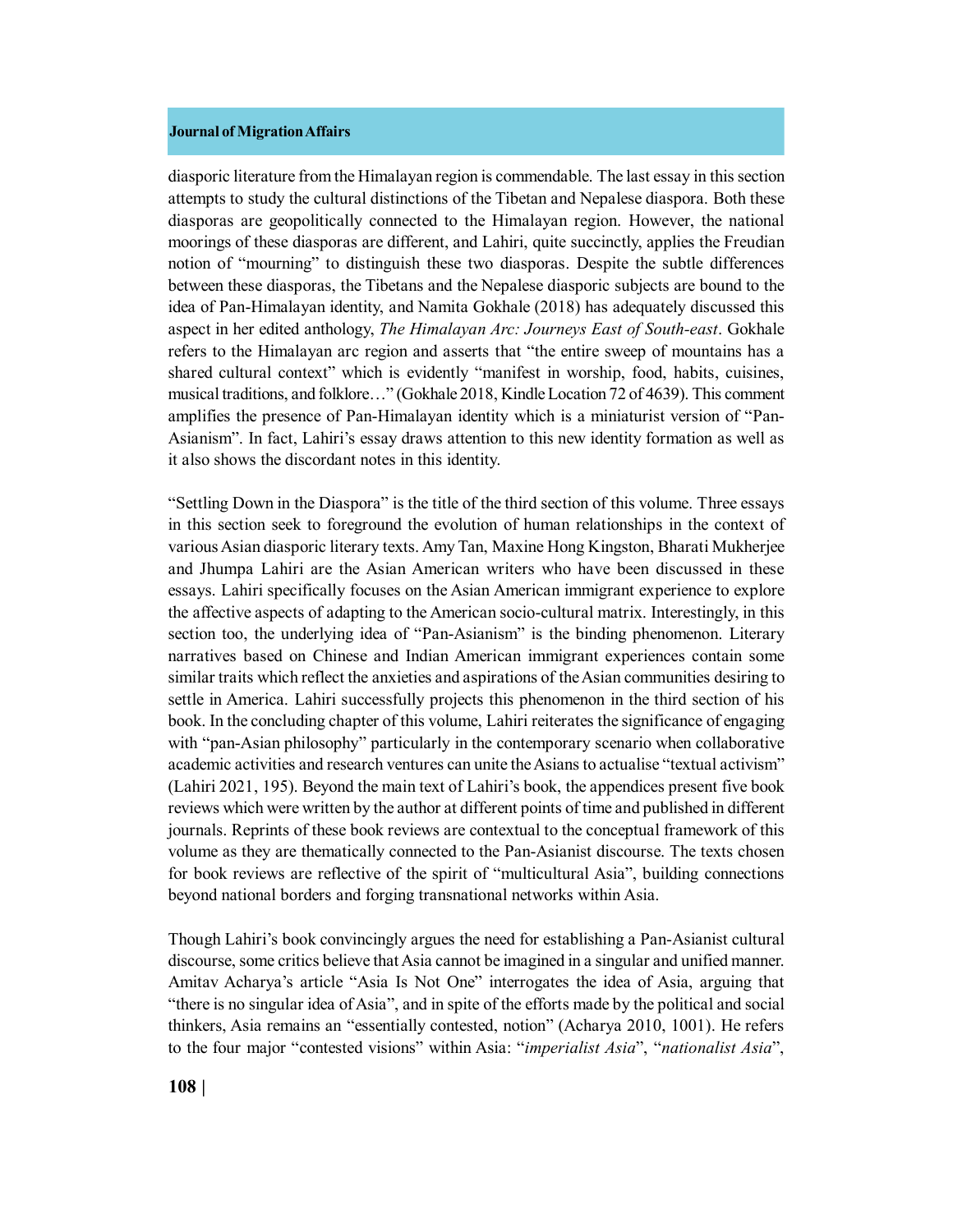diasporic literature from the Himalayan region is commendable. The last essay in this section attempts to study the cultural distinctions of the Tibetan and Nepalese diaspora. Both these diasporas are geopolitically connected to the Himalayan region. However, the national moorings of these diasporas are different, and Lahiri, quite succinctly, applies the Freudian notion of "mourning" to distinguish these two diasporas. Despite the subtle differences between these diasporas, the Tibetans and the Nepalese diasporic subjects are bound to the idea of Pan-Himalayan identity, and Namita Gokhale (2018) has adequately discussed this aspect in her edited anthology, *The Himalayan Arc: Journeys East of South-east*. Gokhale refers to the Himalayan arc region and asserts that "the entire sweep of mountains has a shared cultural context" which is evidently "manifest in worship, food, habits, cuisines, musical traditions, and folklore…" (Gokhale 2018, Kindle Location 72 of 4639). This comment amplifies the presence of Pan-Himalayan identity which is a miniaturist version of "Pan-Asianism". In fact, Lahiri's essay draws attention to this new identity formation as well as it also shows the discordant notes in this identity.

"Settling Down in the Diaspora" is the title of the third section of this volume. Three essays in this section seek to foreground the evolution of human relationships in the context of various Asian diasporic literary texts. Amy Tan, Maxine Hong Kingston, Bharati Mukherjee and Jhumpa Lahiri are the Asian American writers who have been discussed in these essays. Lahiri specifically focuses on the Asian American immigrant experience to explore the affective aspects of adapting to the American socio-cultural matrix. Interestingly, in this section too, the underlying idea of "Pan-Asianism" is the binding phenomenon. Literary narratives based on Chinese and Indian American immigrant experiences contain some similar traits which reflect the anxieties and aspirations of the Asian communities desiring to settle in America. Lahiri successfully projects this phenomenon in the third section of his book. In the concluding chapter of this volume, Lahiri reiterates the significance of engaging with "pan-Asian philosophy" particularly in the contemporary scenario when collaborative academic activities and research ventures can unite the Asians to actualise "textual activism" (Lahiri 2021, 195). Beyond the main text of Lahiri's book, the appendices present five book reviews which were written by the author at different points of time and published in different journals. Reprints of these book reviews are contextual to the conceptual framework of this volume as they are thematically connected to the Pan-Asianist discourse. The texts chosen for book reviews are reflective of the spirit of "multicultural Asia", building connections beyond national borders and forging transnational networks within Asia.

Though Lahiri's book convincingly argues the need for establishing a Pan-Asianist cultural discourse, some critics believe that Asia cannot be imagined in a singular and unified manner. Amitav Acharya's article "Asia Is Not One" interrogates the idea of Asia, arguing that "there is no singular idea of Asia", and in spite of the efforts made by the political and social thinkers, Asia remains an "essentially contested, notion" (Acharya 2010, 1001). He refers to the four major "contested visions" within Asia: "*imperialist Asia*", "*nationalist Asia*",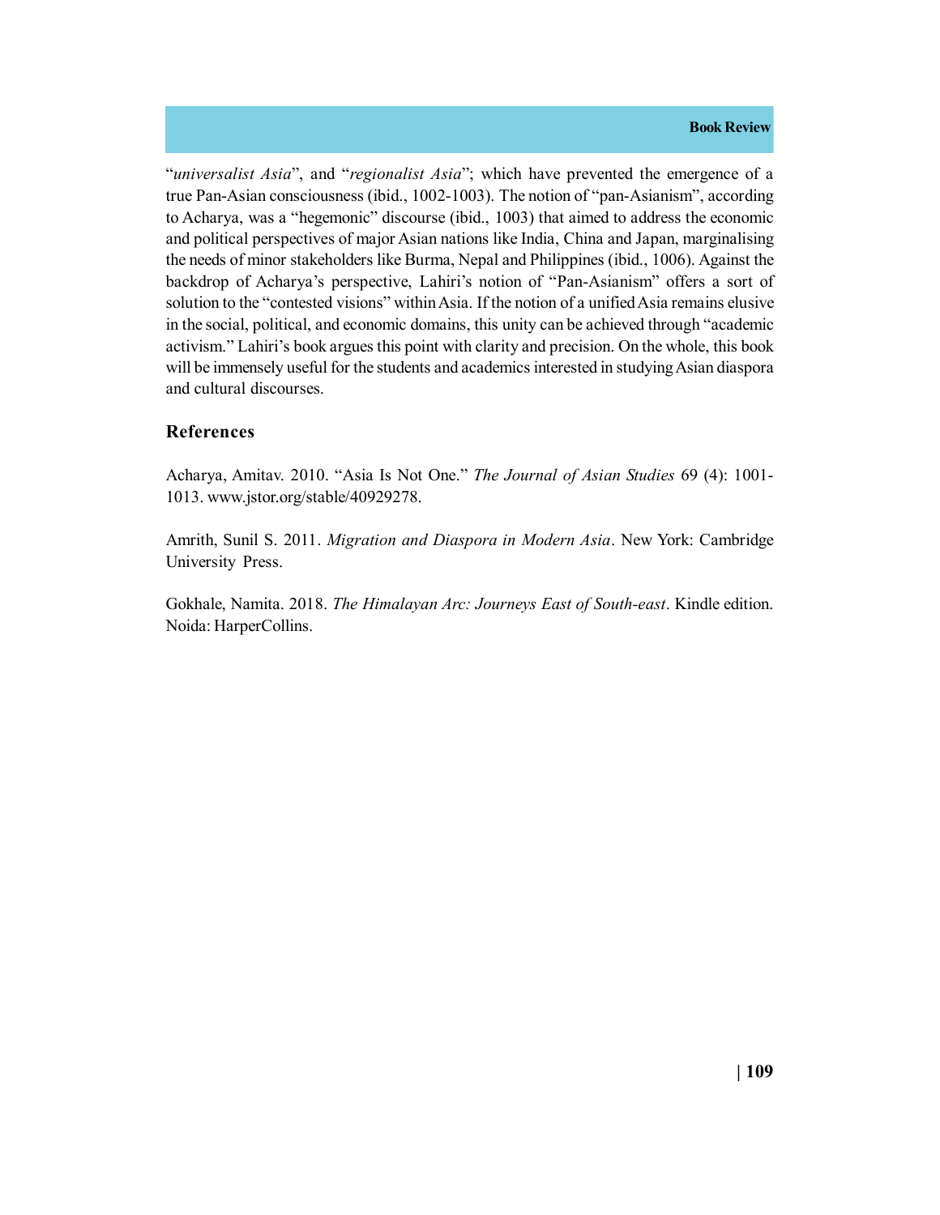"*universalist Asia*", and "*regionalist Asia*"; which have prevented the emergence of a true Pan-Asian consciousness (ibid., 1002-1003). The notion of "pan-Asianism", according to Acharya, was a "hegemonic" discourse (ibid., 1003) that aimed to address the economic and political perspectives of major Asian nations like India, China and Japan, marginalising the needs of minor stakeholders like Burma, Nepal and Philippines (ibid., 1006). Against the backdrop of Acharya's perspective, Lahiri's notion of "Pan-Asianism" offers a sort of solution to the "contested visions" within Asia. If the notion of a unified Asia remains elusive in the social, political, and economic domains, this unity can be achieved through "academic activism." Lahiri's book argues this point with clarity and precision. On the whole, this book will be immensely useful for the students and academics interested in studying Asian diaspora and cultural discourses.

## References

Acharya, Amitav. 2010. "Asia Is Not One." *The Journal of Asian Studies* 69 (4): 1001-1013. www.jstor.org/stable/40929278.

Amrith, Sunil S. 2011. *Migration and Diaspora in Modern Asia*. New York: Cambridge University Press.

Gokhale, Namita. 2018. *The Himalayan Arc: Journeys East of South-east*. Kindle edition. Noida: HarperCollins.